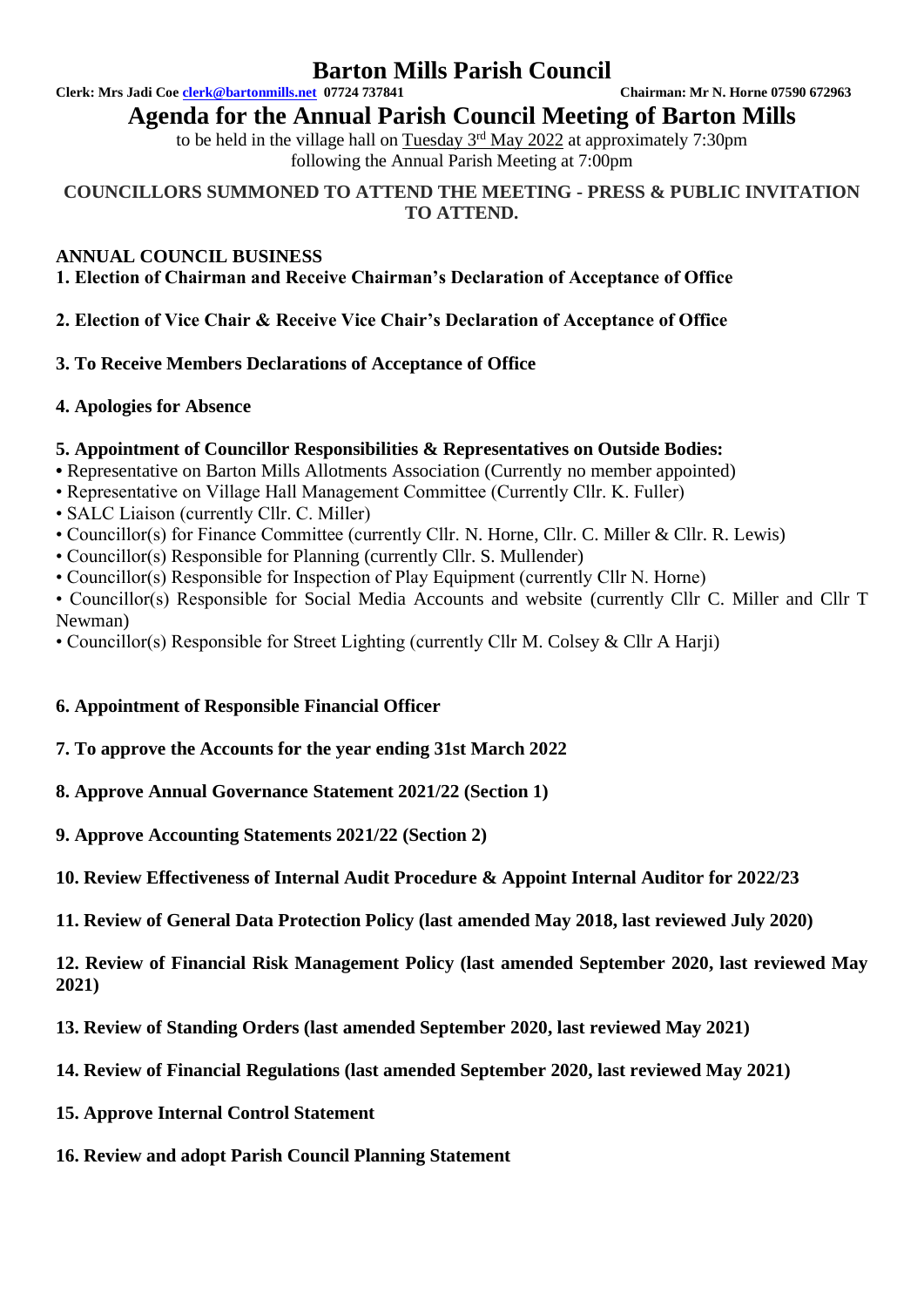# Barton Mills Parish Council

**Clerk: Mrs Jadi Coe clerk@bartonmills.net 07724 737841** **Chairman: Mr N. Horne 07590 672963**

## Agenda for the Annual Parish Council Meeting of Barton Mills

to be held in the village hall on Tuesday 3rd May 2022 at approximately 7:30pm
following the Annual Parish Meeting at 7:00pm

**COUNCILLORS SUMMONED TO ATTEND THE MEETING - PRESS & PUBLIC INVITATION TO ATTEND.**

**ANNUAL COUNCIL BUSINESS**

**1. Election of Chairman and Receive Chairman's Declaration of Acceptance of Office**

**2. Election of Vice Chair & Receive Vice Chair's Declaration of Acceptance of Office**

**3. To Receive Members Declarations of Acceptance of Office**

**4. Apologies for Absence**

**5. Appointment of Councillor Responsibilities & Representatives on Outside Bodies:**

- Representative on Barton Mills Allotments Association (Currently no member appointed)
- Representative on Village Hall Management Committee (Currently Cllr. K. Fuller)
- SALC Liaison (currently Cllr. C. Miller)
- Councillor(s) for Finance Committee (currently Cllr. N. Horne, Cllr. C. Miller & Cllr. R. Lewis)
- Councillor(s) Responsible for Planning (currently Cllr. S. Mullender)
- Councillor(s) Responsible for Inspection of Play Equipment (currently Cllr N. Horne)
- Councillor(s) Responsible for Social Media Accounts and website (currently Cllr C. Miller and Cllr T Newman)
- Councillor(s) Responsible for Street Lighting (currently Cllr M. Colsey & Cllr A Harji)

**6. Appointment of Responsible Financial Officer**

**7. To approve the Accounts for the year ending 31st March 2022**

**8. Approve Annual Governance Statement 2021/22 (Section 1)**

**9. Approve Accounting Statements 2021/22 (Section 2)**

**10. Review Effectiveness of Internal Audit Procedure & Appoint Internal Auditor for 2022/23**

**11. Review of General Data Protection Policy (last amended May 2018, last reviewed July 2020)**

**12. Review of Financial Risk Management Policy (last amended September 2020, last reviewed May 2021)**

**13. Review of Standing Orders (last amended September 2020, last reviewed May 2021)**

**14. Review of Financial Regulations (last amended September 2020, last reviewed May 2021)**

**15. Approve Internal Control Statement**

**16. Review and adopt Parish Council Planning Statement**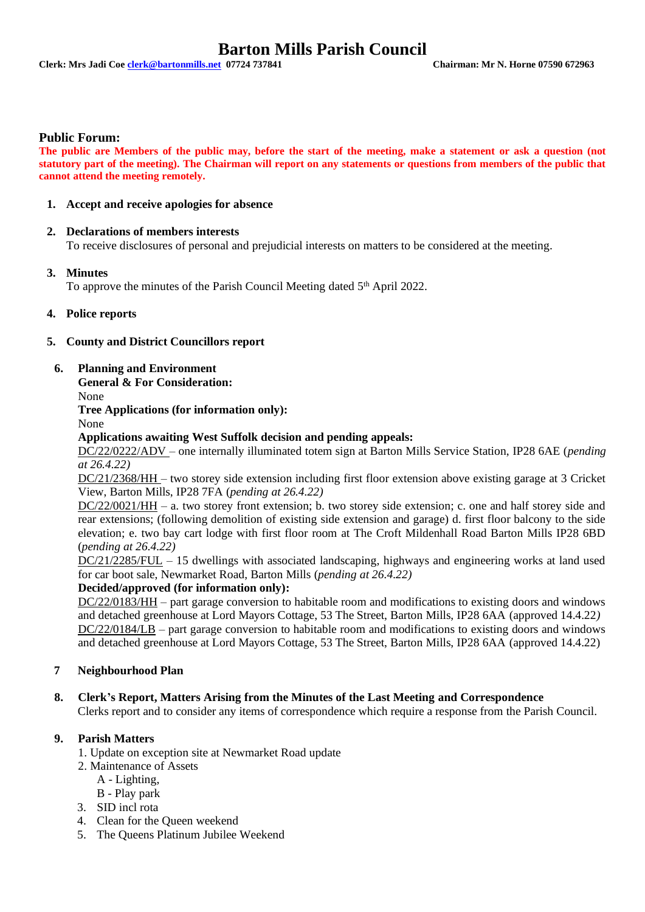# Barton Mills Parish Council

**Clerk: Mrs Jadi Coe clerk@bartonmills.net 07724 737841** **Chairman: Mr N. Horne 07590 672963**

## Public Forum:

**The public are Members of the public may, before the start of the meeting, make a statement or ask a question (not statutory part of the meeting). The Chairman will report on any statements or questions from members of the public that cannot attend the meeting remotely.**

1. **Accept and receive apologies for absence**

2. **Declarations of members interests**
   To receive disclosures of personal and prejudicial interests on matters to be considered at the meeting.

3. **Minutes**
   To approve the minutes of the Parish Council Meeting dated 5th April 2022.

4. **Police reports**

5. **County and District Councillors report**

6. **Planning and Environment**
   **General & For Consideration:**
   None
   **Tree Applications (for information only):**
   None
   **Applications awaiting West Suffolk decision and pending appeals:**
   DC/22/0222/ADV – one internally illuminated totem sign at Barton Mills Service Station, IP28 6AE (*pending at 26.4.22)*
   DC/21/2368/HH – two storey side extension including first floor extension above existing garage at 3 Cricket View, Barton Mills, IP28 7FA (*pending at 26.4.22)*
   DC/22/0021/HH – a. two storey front extension; b. two storey side extension; c. one and half storey side and rear extensions; (following demolition of existing side extension and garage) d. first floor balcony to the side elevation; e. two bay cart lodge with first floor room at The Croft Mildenhall Road Barton Mills IP28 6BD (*pending at 26.4.22)*
   DC/21/2285/FUL – 15 dwellings with associated landscaping, highways and engineering works at land used for car boot sale, Newmarket Road, Barton Mills (*pending at 26.4.22)*
   **Decided/approved (for information only):**
   DC/22/0183/HH – part garage conversion to habitable room and modifications to existing doors and windows and detached greenhouse at Lord Mayors Cottage, 53 The Street, Barton Mills, IP28 6AA (approved 14.4.22*)*
   DC/22/0184/LB – part garage conversion to habitable room and modifications to existing doors and windows and detached greenhouse at Lord Mayors Cottage, 53 The Street, Barton Mills, IP28 6AA (approved 14.4.22)

7. **Neighbourhood Plan**

8. **Clerk's Report, Matters Arising from the Minutes of the Last Meeting and Correspondence**
   Clerks report and to consider any items of correspondence which require a response from the Parish Council.

9. **Parish Matters**
   1. Update on exception site at Newmarket Road update
   2. Maintenance of Assets
      A - Lighting,
      B - Play park
   3. SID incl rota
   4. Clean for the Queen weekend
   5. The Queens Platinum Jubilee Weekend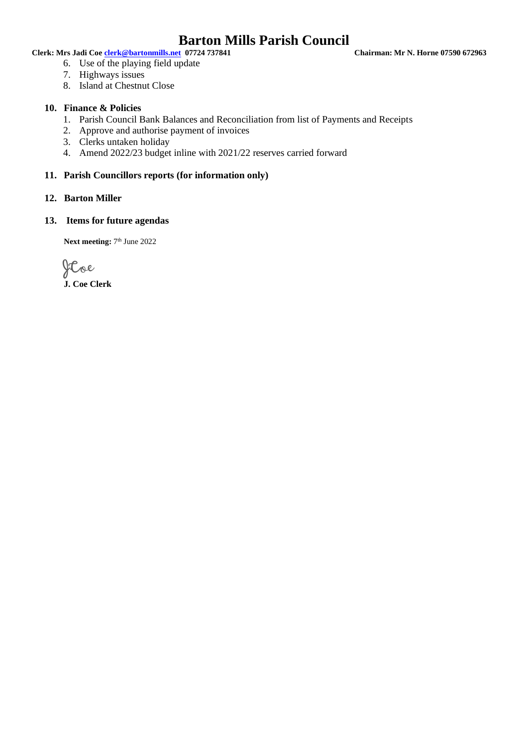6. Use of the playing field update
7. Highways issues
8. Island at Chestnut Close

**10. Finance & Policies**

1. Parish Council Bank Balances and Reconciliation from list of Payments and Receipts
2. Approve and authorise payment of invoices
3. Clerks untaken holiday
4. Amend 2022/23 budget inline with 2021/22 reserves carried forward

**11. Parish Councillors reports (for information only)**

**12. Barton Miller**

**13. Items for future agendas**

**Next meeting:** 7th June 2022

JCoe

**J. Coe Clerk**